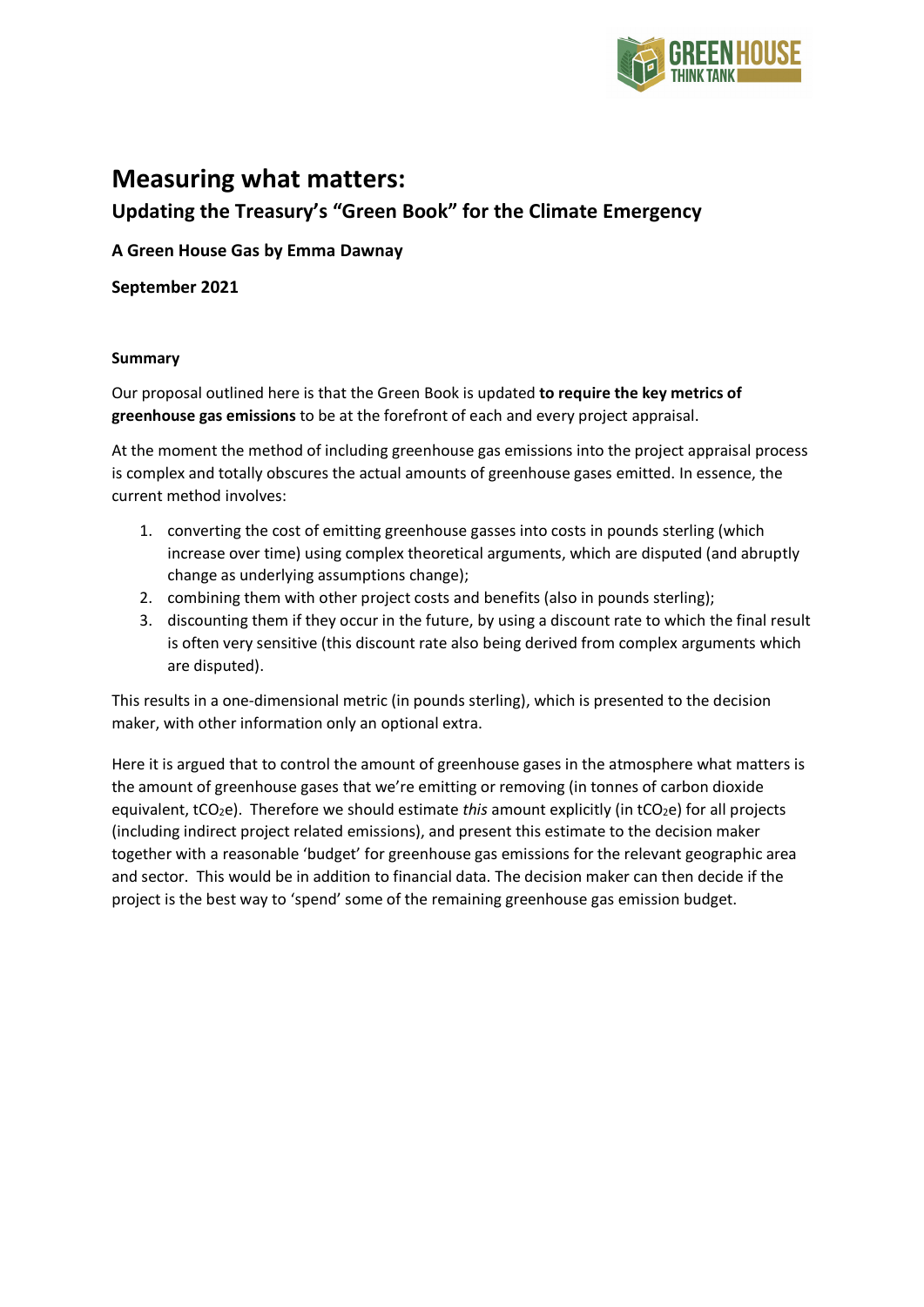# Measuring what matters:

## Updating the Treasury's "Green Book" for the Climate Emergency

**A Green House Gas by Emma Dawnay**

**September 2021**

**Summary**

Our proposal outlined here is that the Green Book is updated **to require the key metrics of greenhouse gas emissions** to be at the forefront of each and every project appraisal.

At the moment the method of including greenhouse gas emissions into the project appraisal process is complex and totally obscures the actual amounts of greenhouse gases emitted. In essence, the current method involves:

1. converting the cost of emitting greenhouse gasses into costs in pounds sterling (which increase over time) using complex theoretical arguments, which are disputed (and abruptly change as underlying assumptions change);
2. combining them with other project costs and benefits (also in pounds sterling);
3. discounting them if they occur in the future, by using a discount rate to which the final result is often very sensitive (this discount rate also being derived from complex arguments which are disputed).

This results in a one-dimensional metric (in pounds sterling), which is presented to the decision maker, with other information only an optional extra.

Here it is argued that to control the amount of greenhouse gases in the atmosphere what matters is the amount of greenhouse gases that we're emitting or removing (in tonnes of carbon dioxide equivalent, $tCO_2e$). Therefore we should estimate *this* amount explicitly (in $tCO_2e$) for all projects (including indirect project related emissions), and present this estimate to the decision maker together with a reasonable 'budget' for greenhouse gas emissions for the relevant geographic area and sector. This would be in addition to financial data. The decision maker can then decide if the project is the best way to 'spend' some of the remaining greenhouse gas emission budget.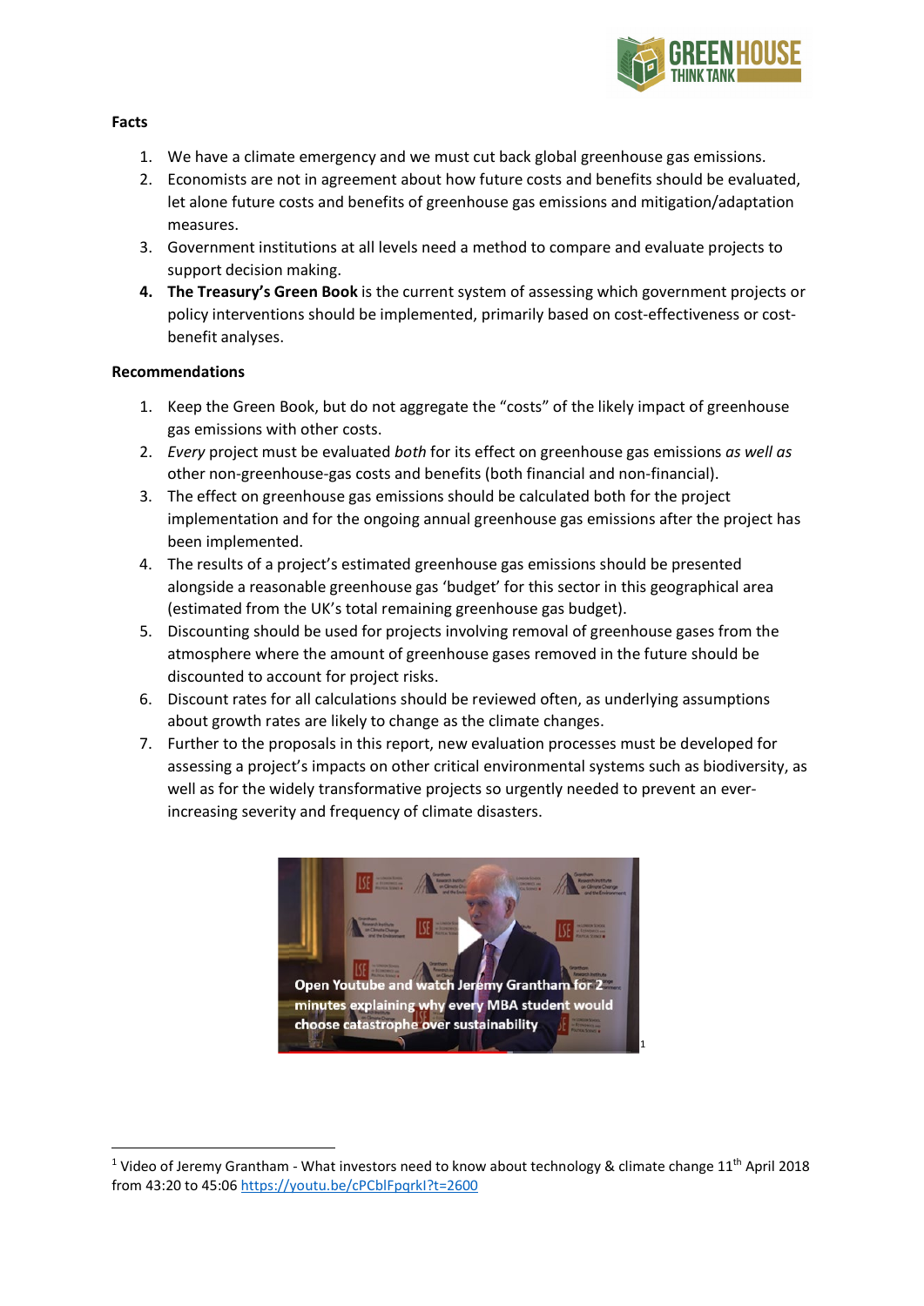**Facts**

1. We have a climate emergency and we must cut back global greenhouse gas emissions.
2. Economists are not in agreement about how future costs and benefits should be evaluated, let alone future costs and benefits of greenhouse gas emissions and mitigation/adaptation measures.
3. Government institutions at all levels need a method to compare and evaluate projects to support decision making.
4. **The Treasury's Green Book** is the current system of assessing which government projects or policy interventions should be implemented, primarily based on cost-effectiveness or cost-benefit analyses.

**Recommendations**

1. Keep the Green Book, but do not aggregate the "costs" of the likely impact of greenhouse gas emissions with other costs.
2. *Every* project must be evaluated *both* for its effect on greenhouse gas emissions *as well as* other non-greenhouse-gas costs and benefits (both financial and non-financial).
3. The effect on greenhouse gas emissions should be calculated both for the project implementation and for the ongoing annual greenhouse gas emissions after the project has been implemented.
4. The results of a project's estimated greenhouse gas emissions should be presented alongside a reasonable greenhouse gas 'budget' for this sector in this geographical area (estimated from the UK's total remaining greenhouse gas budget).
5. Discounting should be used for projects involving removal of greenhouse gases from the atmosphere where the amount of greenhouse gases removed in the future should be discounted to account for project risks.
6. Discount rates for all calculations should be reviewed often, as underlying assumptions about growth rates are likely to change as the climate changes.
7. Further to the proposals in this report, new evaluation processes must be developed for assessing a project's impacts on other critical environmental systems such as biodiversity, as well as for the widely transformative projects so urgently needed to prevent an ever-increasing severity and frequency of climate disasters.

Open Youtube and watch Jeremy Grantham for 2 minutes explaining why every MBA student would choose catastrophe over sustainability[1]

[1] Video of Jeremy Grantham - What investors need to know about technology & climate change 11th April 2018 from 43:20 to 45:06 https://youtu.be/cPCblFpqrkI?t=2600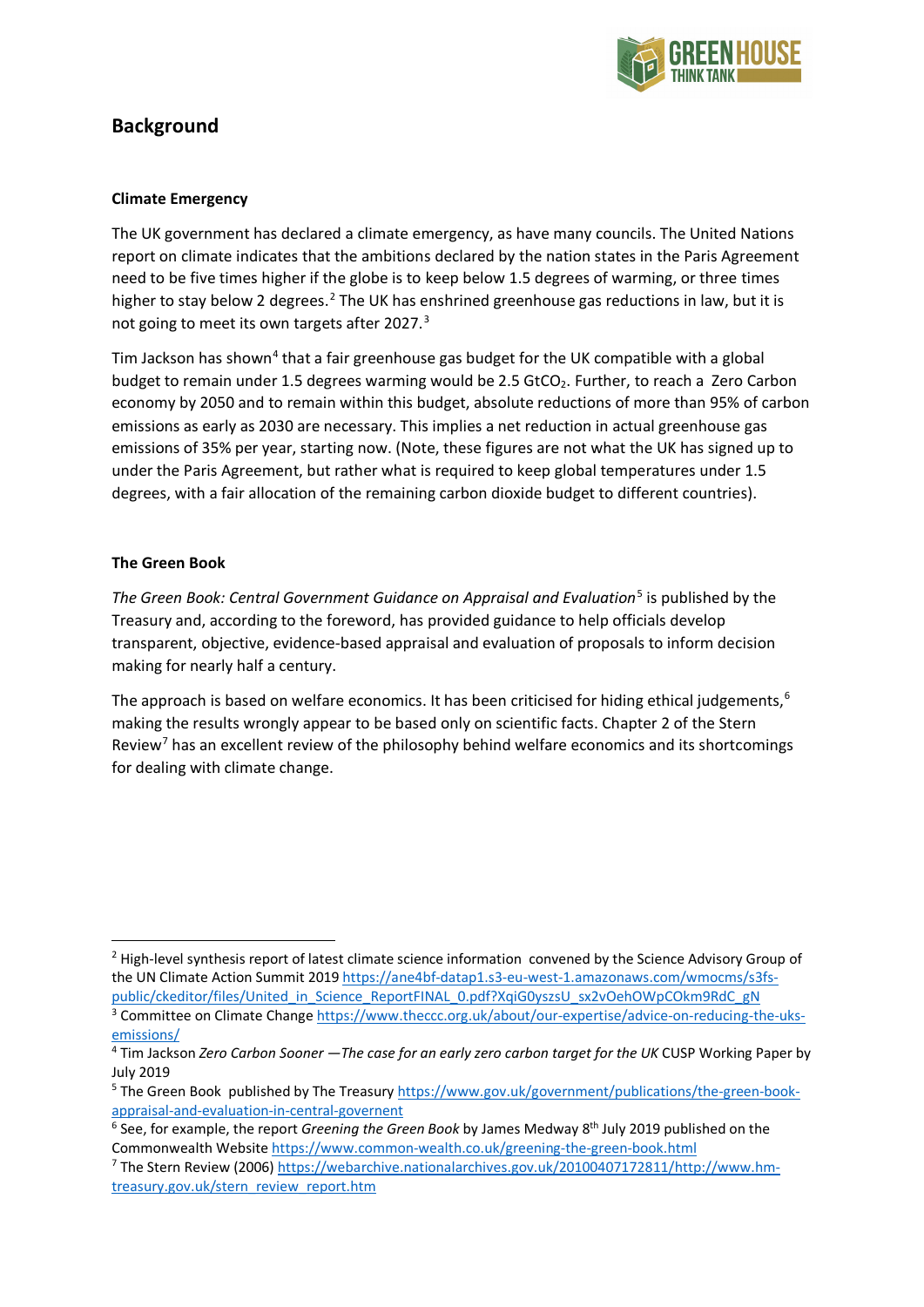## Background

### Climate Emergency

The UK government has declared a climate emergency, as have many councils. The United Nations report on climate indicates that the ambitions declared by the nation states in the Paris Agreement need to be five times higher if the globe is to keep below 1.5 degrees of warming, or three times higher to stay below 2 degrees.[2] The UK has enshrined greenhouse gas reductions in law, but it is not going to meet its own targets after 2027.[3]

Tim Jackson has shown[4] that a fair greenhouse gas budget for the UK compatible with a global budget to remain under 1.5 degrees warming would be 2.5 $GtCO_2$. Further, to reach a Zero Carbon economy by 2050 and to remain within this budget, absolute reductions of more than 95% of carbon emissions as early as 2030 are necessary. This implies a net reduction in actual greenhouse gas emissions of 35% per year, starting now. (Note, these figures are not what the UK has signed up to under the Paris Agreement, but rather what is required to keep global temperatures under 1.5 degrees, with a fair allocation of the remaining carbon dioxide budget to different countries).

### The Green Book

*The Green Book: Central Government Guidance on Appraisal and Evaluation*[5] is published by the Treasury and, according to the foreword, has provided guidance to help officials develop transparent, objective, evidence-based appraisal and evaluation of proposals to inform decision making for nearly half a century.

The approach is based on welfare economics. It has been criticised for hiding ethical judgements,[6] making the results wrongly appear to be based only on scientific facts. Chapter 2 of the Stern Review[7] has an excellent review of the philosophy behind welfare economics and its shortcomings for dealing with climate change.

---

[2] High-level synthesis report of latest climate science information convened by the Science Advisory Group of the UN Climate Action Summit 2019 https://ane4bf-datap1.s3-eu-west-1.amazonaws.com/wmocms/s3fs-public/ckeditor/files/United_in_Science_ReportFINAL_0.pdf?XqiG0yszsU_sx2vOehOWpCOkm9RdC_gN

[3] Committee on Climate Change https://www.theccc.org.uk/about/our-expertise/advice-on-reducing-the-uks-emissions/

[4] Tim Jackson *Zero Carbon Sooner —The case for an early zero carbon target for the UK* CUSP Working Paper by July 2019

[5] The Green Book published by The Treasury https://www.gov.uk/government/publications/the-green-book-appraisal-and-evaluation-in-central-governent

[6] See, for example, the report *Greening the Green Book* by James Medway 8th July 2019 published on the Commonwealth Website https://www.common-wealth.co.uk/greening-the-green-book.html

[7] The Stern Review (2006) https://webarchive.nationalarchives.gov.uk/20100407172811/http://www.hm-treasury.gov.uk/stern_review_report.htm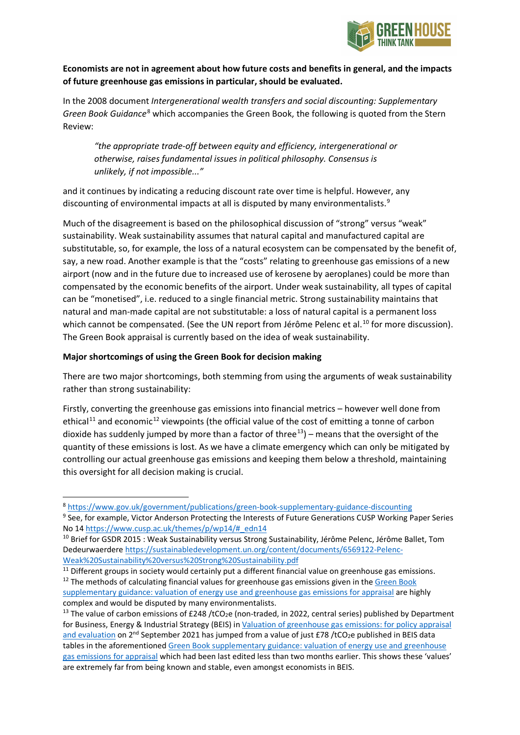**Economists are not in agreement about how future costs and benefits in general, and the impacts of future greenhouse gas emissions in particular, should be evaluated.**

In the 2008 document *Intergenerational wealth transfers and social discounting: Supplementary Green Book Guidance*[8] which accompanies the Green Book, the following is quoted from the Stern Review:

> *"the appropriate trade-off between equity and efficiency, intergenerational or otherwise, raises fundamental issues in political philosophy. Consensus is unlikely, if not impossible..."*

and it continues by indicating a reducing discount rate over time is helpful. However, any discounting of environmental impacts at all is disputed by many environmentalists.[9]

Much of the disagreement is based on the philosophical discussion of "strong" versus "weak" sustainability. Weak sustainability assumes that natural capital and manufactured capital are substitutable, so, for example, the loss of a natural ecosystem can be compensated by the benefit of, say, a new road. Another example is that the "costs" relating to greenhouse gas emissions of a new airport (now and in the future due to increased use of kerosene by aeroplanes) could be more than compensated by the economic benefits of the airport. Under weak sustainability, all types of capital can be "monetised", i.e. reduced to a single financial metric. Strong sustainability maintains that natural and man-made capital are not substitutable: a loss of natural capital is a permanent loss which cannot be compensated. (See the UN report from Jérôme Pelenc et al.[10] for more discussion). The Green Book appraisal is currently based on the idea of weak sustainability.

**Major shortcomings of using the Green Book for decision making**

There are two major shortcomings, both stemming from using the arguments of weak sustainability rather than strong sustainability:

Firstly, converting the greenhouse gas emissions into financial metrics – however well done from ethical[11] and economic[12] viewpoints (the official value of the cost of emitting a tonne of carbon dioxide has suddenly jumped by more than a factor of three[13]) – means that the oversight of the quantity of these emissions is lost. As we have a climate emergency which can only be mitigated by controlling our actual greenhouse gas emissions and keeping them below a threshold, maintaining this oversight for all decision making is crucial.

---

[8] https://www.gov.uk/government/publications/green-book-supplementary-guidance-discounting

[9] See, for example, Victor Anderson Protecting the Interests of Future Generations CUSP Working Paper Series No 14 https://www.cusp.ac.uk/themes/p/wp14/#_edn14

[10] Brief for GSDR 2015 : Weak Sustainability versus Strong Sustainability, Jérôme Pelenc, Jérôme Ballet, Tom Dedeurwaerdere https://sustainabledevelopment.un.org/content/documents/6569122-Pelenc-Weak%20Sustainability%20versus%20Strong%20Sustainability.pdf

[11] Different groups in society would certainly put a different financial value on greenhouse gas emissions.

[12] The methods of calculating financial values for greenhouse gas emissions given in the Green Book supplementary guidance: valuation of energy use and greenhouse gas emissions for appraisal are highly complex and would be disputed by many environmentalists.

[13] The value of carbon emissions of £248 /$tCO_2e$ (non-traded, in 2022, central series) published by Department for Business, Energy & Industrial Strategy (BEIS) in Valuation of greenhouse gas emissions: for policy appraisal and evaluation on 2nd September 2021 has jumped from a value of just £78 /$tCO_2e$ published in BEIS data tables in the aforementioned Green Book supplementary guidance: valuation of energy use and greenhouse gas emissions for appraisal which had been last edited less than two months earlier. This shows these 'values' are extremely far from being known and stable, even amongst economists in BEIS.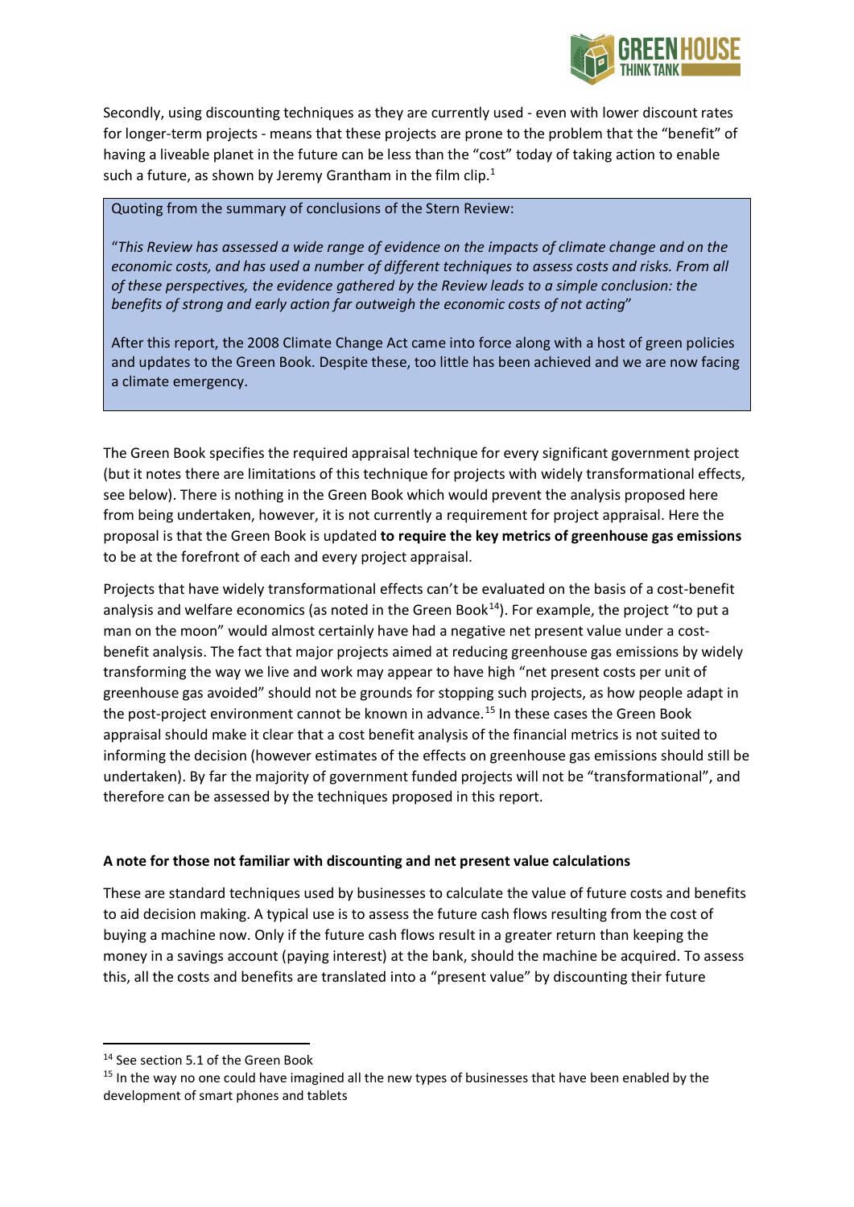Secondly, using discounting techniques as they are currently used - even with lower discount rates for longer-term projects - means that these projects are prone to the problem that the "benefit" of having a liveable planet in the future can be less than the "cost" today of taking action to enable such a future, as shown by Jeremy Grantham in the film clip.[1]

> Quoting from the summary of conclusions of the Stern Review:
>
> "*This Review has assessed a wide range of evidence on the impacts of climate change and on the economic costs, and has used a number of different techniques to assess costs and risks. From all of these perspectives, the evidence gathered by the Review leads to a simple conclusion: the benefits of strong and early action far outweigh the economic costs of not acting*"
>
> After this report, the 2008 Climate Change Act came into force along with a host of green policies and updates to the Green Book. Despite these, too little has been achieved and we are now facing a climate emergency.

The Green Book specifies the required appraisal technique for every significant government project (but it notes there are limitations of this technique for projects with widely transformational effects, see below). There is nothing in the Green Book which would prevent the analysis proposed here from being undertaken, however, it is not currently a requirement for project appraisal. Here the proposal is that the Green Book is updated **to require the key metrics of greenhouse gas emissions** to be at the forefront of each and every project appraisal.

Projects that have widely transformational effects can't be evaluated on the basis of a cost-benefit analysis and welfare economics (as noted in the Green Book[14]). For example, the project "to put a man on the moon" would almost certainly have had a negative net present value under a cost-benefit analysis. The fact that major projects aimed at reducing greenhouse gas emissions by widely transforming the way we live and work may appear to have high "net present costs per unit of greenhouse gas avoided" should not be grounds for stopping such projects, as how people adapt in the post-project environment cannot be known in advance.[15] In these cases the Green Book appraisal should make it clear that a cost benefit analysis of the financial metrics is not suited to informing the decision (however estimates of the effects on greenhouse gas emissions should still be undertaken). By far the majority of government funded projects will not be "transformational", and therefore can be assessed by the techniques proposed in this report.

**A note for those not familiar with discounting and net present value calculations**

These are standard techniques used by businesses to calculate the value of future costs and benefits to aid decision making. A typical use is to assess the future cash flows resulting from the cost of buying a machine now. Only if the future cash flows result in a greater return than keeping the money in a savings account (paying interest) at the bank, should the machine be acquired. To assess this, all the costs and benefits are translated into a "present value" by discounting their future

---

[14] See section 5.1 of the Green Book

[15] In the way no one could have imagined all the new types of businesses that have been enabled by the development of smart phones and tablets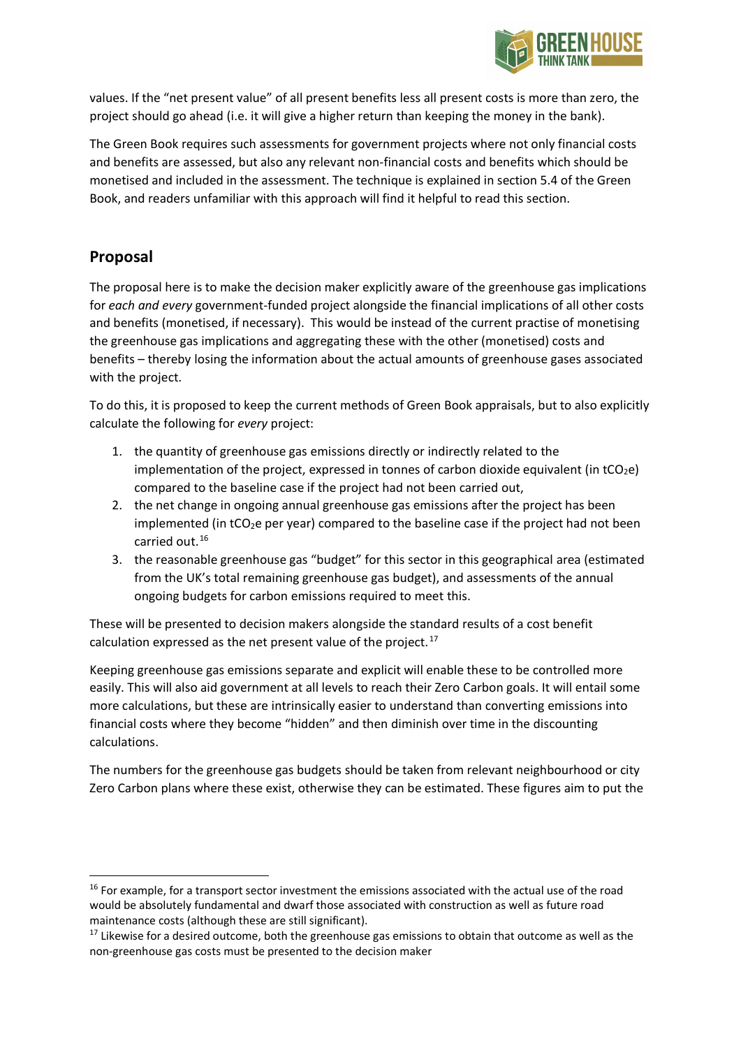values. If the "net present value" of all present benefits less all present costs is more than zero, the project should go ahead (i.e. it will give a higher return than keeping the money in the bank).

The Green Book requires such assessments for government projects where not only financial costs and benefits are assessed, but also any relevant non-financial costs and benefits which should be monetised and included in the assessment. The technique is explained in section 5.4 of the Green Book, and readers unfamiliar with this approach will find it helpful to read this section.

## Proposal

The proposal here is to make the decision maker explicitly aware of the greenhouse gas implications for *each and every* government-funded project alongside the financial implications of all other costs and benefits (monetised, if necessary). This would be instead of the current practise of monetising the greenhouse gas implications and aggregating these with the other (monetised) costs and benefits – thereby losing the information about the actual amounts of greenhouse gases associated with the project.

To do this, it is proposed to keep the current methods of Green Book appraisals, but to also explicitly calculate the following for *every* project:

1. the quantity of greenhouse gas emissions directly or indirectly related to the implementation of the project, expressed in tonnes of carbon dioxide equivalent (in $tCO_2e$) compared to the baseline case if the project had not been carried out,
2. the net change in ongoing annual greenhouse gas emissions after the project has been implemented (in $tCO_2e$ per year) compared to the baseline case if the project had not been carried out.[16]
3. the reasonable greenhouse gas "budget" for this sector in this geographical area (estimated from the UK's total remaining greenhouse gas budget), and assessments of the annual ongoing budgets for carbon emissions required to meet this.

These will be presented to decision makers alongside the standard results of a cost benefit calculation expressed as the net present value of the project.[17]

Keeping greenhouse gas emissions separate and explicit will enable these to be controlled more easily. This will also aid government at all levels to reach their Zero Carbon goals. It will entail some more calculations, but these are intrinsically easier to understand than converting emissions into financial costs where they become "hidden" and then diminish over time in the discounting calculations.

The numbers for the greenhouse gas budgets should be taken from relevant neighbourhood or city Zero Carbon plans where these exist, otherwise they can be estimated. These figures aim to put the

---

[16] For example, for a transport sector investment the emissions associated with the actual use of the road would be absolutely fundamental and dwarf those associated with construction as well as future road maintenance costs (although these are still significant).

[17] Likewise for a desired outcome, both the greenhouse gas emissions to obtain that outcome as well as the non-greenhouse gas costs must be presented to the decision maker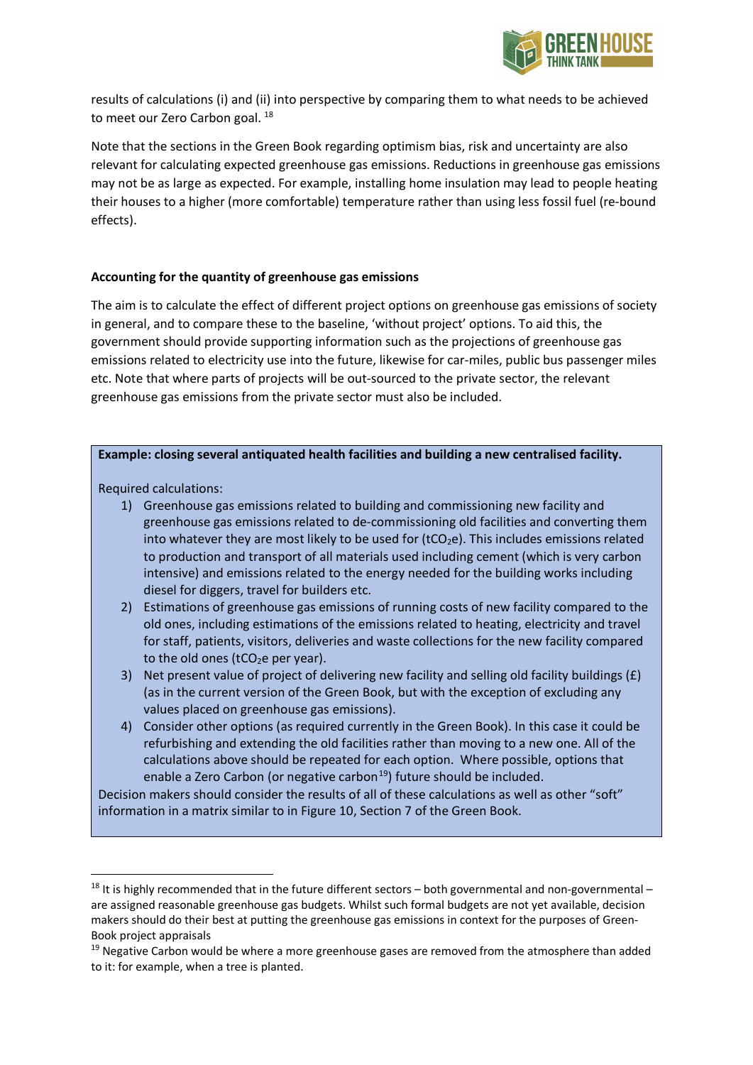results of calculations (i) and (ii) into perspective by comparing them to what needs to be achieved to meet our Zero Carbon goal. [18]

Note that the sections in the Green Book regarding optimism bias, risk and uncertainty are also relevant for calculating expected greenhouse gas emissions. Reductions in greenhouse gas emissions may not be as large as expected. For example, installing home insulation may lead to people heating their houses to a higher (more comfortable) temperature rather than using less fossil fuel (re-bound effects).

**Accounting for the quantity of greenhouse gas emissions**

The aim is to calculate the effect of different project options on greenhouse gas emissions of society in general, and to compare these to the baseline, 'without project' options. To aid this, the government should provide supporting information such as the projections of greenhouse gas emissions related to electricity use into the future, likewise for car-miles, public bus passenger miles etc. Note that where parts of projects will be out-sourced to the private sector, the relevant greenhouse gas emissions from the private sector must also be included.

**Example: closing several antiquated health facilities and building a new centralised facility.**

Required calculations:

1) Greenhouse gas emissions related to building and commissioning new facility and greenhouse gas emissions related to de-commissioning old facilities and converting them into whatever they are most likely to be used for ($tCO_2e$). This includes emissions related to production and transport of all materials used including cement (which is very carbon intensive) and emissions related to the energy needed for the building works including diesel for diggers, travel for builders etc.
2) Estimations of greenhouse gas emissions of running costs of new facility compared to the old ones, including estimations of the emissions related to heating, electricity and travel for staff, patients, visitors, deliveries and waste collections for the new facility compared to the old ones ($tCO_2e$ per year).
3) Net present value of project of delivering new facility and selling old facility buildings (£) (as in the current version of the Green Book, but with the exception of excluding any values placed on greenhouse gas emissions).
4) Consider other options (as required currently in the Green Book). In this case it could be refurbishing and extending the old facilities rather than moving to a new one. All of the calculations above should be repeated for each option. Where possible, options that enable a Zero Carbon (or negative carbon[19]) future should be included.

Decision makers should consider the results of all of these calculations as well as other "soft" information in a matrix similar to in Figure 10, Section 7 of the Green Book.

---

[18] It is highly recommended that in the future different sectors – both governmental and non-governmental – are assigned reasonable greenhouse gas budgets. Whilst such formal budgets are not yet available, decision makers should do their best at putting the greenhouse gas emissions in context for the purposes of Green-Book project appraisals

[19] Negative Carbon would be where a more greenhouse gases are removed from the atmosphere than added to it: for example, when a tree is planted.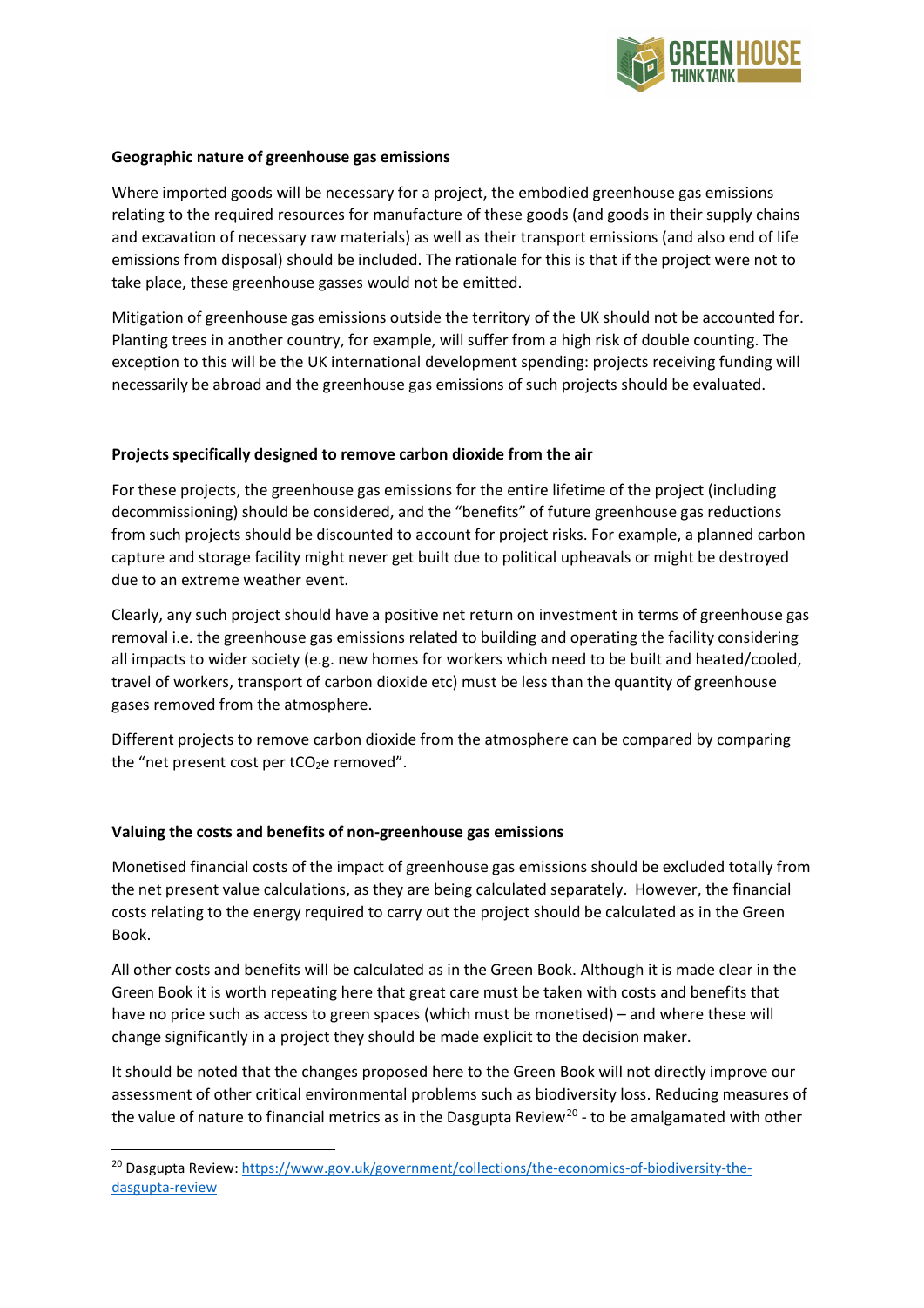### Geographic nature of greenhouse gas emissions

Where imported goods will be necessary for a project, the embodied greenhouse gas emissions relating to the required resources for manufacture of these goods (and goods in their supply chains and excavation of necessary raw materials) as well as their transport emissions (and also end of life emissions from disposal) should be included. The rationale for this is that if the project were not to take place, these greenhouse gasses would not be emitted.

Mitigation of greenhouse gas emissions outside the territory of the UK should not be accounted for. Planting trees in another country, for example, will suffer from a high risk of double counting. The exception to this will be the UK international development spending: projects receiving funding will necessarily be abroad and the greenhouse gas emissions of such projects should be evaluated.

### Projects specifically designed to remove carbon dioxide from the air

For these projects, the greenhouse gas emissions for the entire lifetime of the project (including decommissioning) should be considered, and the "benefits" of future greenhouse gas reductions from such projects should be discounted to account for project risks. For example, a planned carbon capture and storage facility might never get built due to political upheavals or might be destroyed due to an extreme weather event.

Clearly, any such project should have a positive net return on investment in terms of greenhouse gas removal i.e. the greenhouse gas emissions related to building and operating the facility considering all impacts to wider society (e.g. new homes for workers which need to be built and heated/cooled, travel of workers, transport of carbon dioxide etc) must be less than the quantity of greenhouse gases removed from the atmosphere.

Different projects to remove carbon dioxide from the atmosphere can be compared by comparing the "net present cost per $tCO_2e$ removed".

### Valuing the costs and benefits of non-greenhouse gas emissions

Monetised financial costs of the impact of greenhouse gas emissions should be excluded totally from the net present value calculations, as they are being calculated separately. However, the financial costs relating to the energy required to carry out the project should be calculated as in the Green Book.

All other costs and benefits will be calculated as in the Green Book. Although it is made clear in the Green Book it is worth repeating here that great care must be taken with costs and benefits that have no price such as access to green spaces (which must be monetised) – and where these will change significantly in a project they should be made explicit to the decision maker.

It should be noted that the changes proposed here to the Green Book will not directly improve our assessment of other critical environmental problems such as biodiversity loss. Reducing measures of the value of nature to financial metrics as in the Dasgupta Review[20] - to be amalgamated with other

[20] Dasgupta Review: https://www.gov.uk/government/collections/the-economics-of-biodiversity-the-dasgupta-review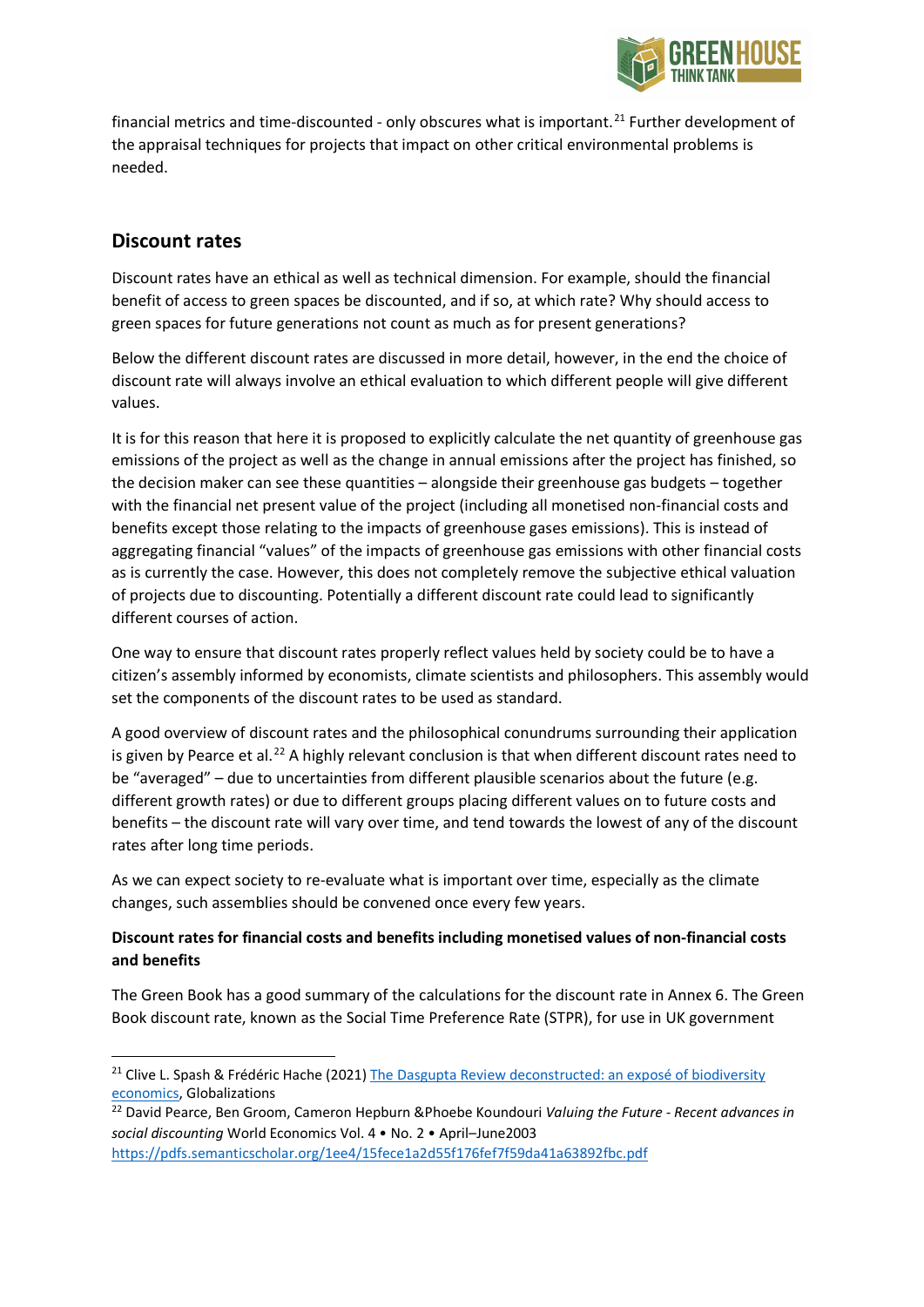financial metrics and time-discounted - only obscures what is important.[21] Further development of the appraisal techniques for projects that impact on other critical environmental problems is needed.

## Discount rates

Discount rates have an ethical as well as technical dimension. For example, should the financial benefit of access to green spaces be discounted, and if so, at which rate? Why should access to green spaces for future generations not count as much as for present generations?

Below the different discount rates are discussed in more detail, however, in the end the choice of discount rate will always involve an ethical evaluation to which different people will give different values.

It is for this reason that here it is proposed to explicitly calculate the net quantity of greenhouse gas emissions of the project as well as the change in annual emissions after the project has finished, so the decision maker can see these quantities – alongside their greenhouse gas budgets – together with the financial net present value of the project (including all monetised non-financial costs and benefits except those relating to the impacts of greenhouse gases emissions). This is instead of aggregating financial "values" of the impacts of greenhouse gas emissions with other financial costs as is currently the case. However, this does not completely remove the subjective ethical valuation of projects due to discounting. Potentially a different discount rate could lead to significantly different courses of action.

One way to ensure that discount rates properly reflect values held by society could be to have a citizen's assembly informed by economists, climate scientists and philosophers. This assembly would set the components of the discount rates to be used as standard.

A good overview of discount rates and the philosophical conundrums surrounding their application is given by Pearce et al.[22] A highly relevant conclusion is that when different discount rates need to be "averaged" – due to uncertainties from different plausible scenarios about the future (e.g. different growth rates) or due to different groups placing different values on to future costs and benefits – the discount rate will vary over time, and tend towards the lowest of any of the discount rates after long time periods.

As we can expect society to re-evaluate what is important over time, especially as the climate changes, such assemblies should be convened once every few years.

**Discount rates for financial costs and benefits including monetised values of non-financial costs and benefits**

The Green Book has a good summary of the calculations for the discount rate in Annex 6. The Green Book discount rate, known as the Social Time Preference Rate (STPR), for use in UK government

---

[21] Clive L. Spash & Frédéric Hache (2021) The Dasgupta Review deconstructed: an exposé of biodiversity economics, Globalizations

[22] David Pearce, Ben Groom, Cameron Hepburn &Phoebe Koundouri *Valuing the Future - Recent advances in social discounting* World Economics Vol. 4 • No. 2 • April–June2003 https://pdfs.semanticscholar.org/1ee4/15fece1a2d55f176fef7f59da41a63892fbc.pdf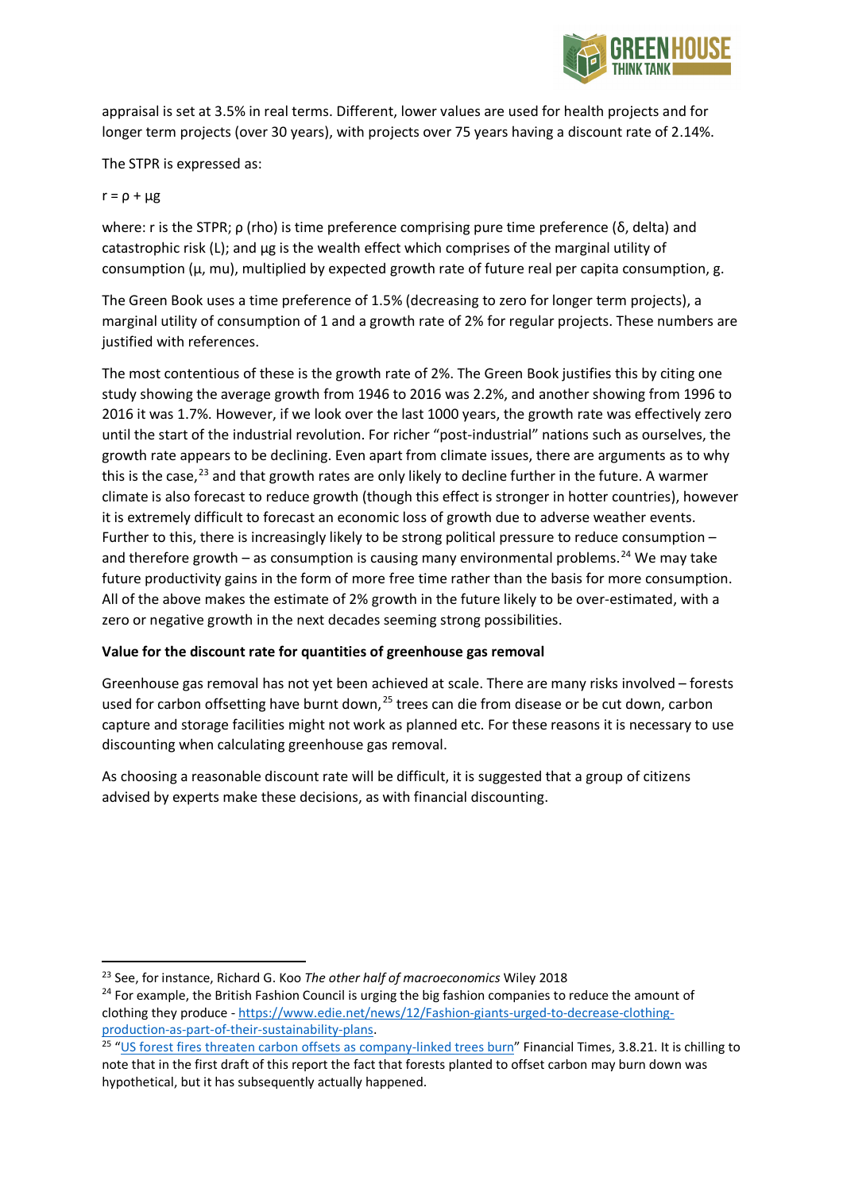appraisal is set at 3.5% in real terms. Different, lower values are used for health projects and for longer term projects (over 30 years), with projects over 75 years having a discount rate of 2.14%.

The STPR is expressed as:

$r = \rho + \mu g$

where: r is the STPR; ρ (rho) is time preference comprising pure time preference (δ, delta) and catastrophic risk (L); and μg is the wealth effect which comprises of the marginal utility of consumption (μ, mu), multiplied by expected growth rate of future real per capita consumption, g.

The Green Book uses a time preference of 1.5% (decreasing to zero for longer term projects), a marginal utility of consumption of 1 and a growth rate of 2% for regular projects. These numbers are justified with references.

The most contentious of these is the growth rate of 2%. The Green Book justifies this by citing one study showing the average growth from 1946 to 2016 was 2.2%, and another showing from 1996 to 2016 it was 1.7%. However, if we look over the last 1000 years, the growth rate was effectively zero until the start of the industrial revolution. For richer "post-industrial" nations such as ourselves, the growth rate appears to be declining. Even apart from climate issues, there are arguments as to why this is the case,[23] and that growth rates are only likely to decline further in the future. A warmer climate is also forecast to reduce growth (though this effect is stronger in hotter countries), however it is extremely difficult to forecast an economic loss of growth due to adverse weather events. Further to this, there is increasingly likely to be strong political pressure to reduce consumption – and therefore growth – as consumption is causing many environmental problems.[24] We may take future productivity gains in the form of more free time rather than the basis for more consumption. All of the above makes the estimate of 2% growth in the future likely to be over-estimated, with a zero or negative growth in the next decades seeming strong possibilities.

**Value for the discount rate for quantities of greenhouse gas removal**

Greenhouse gas removal has not yet been achieved at scale. There are many risks involved – forests used for carbon offsetting have burnt down,[25] trees can die from disease or be cut down, carbon capture and storage facilities might not work as planned etc. For these reasons it is necessary to use discounting when calculating greenhouse gas removal.

As choosing a reasonable discount rate will be difficult, it is suggested that a group of citizens advised by experts make these decisions, as with financial discounting.

---

[23] See, for instance, Richard G. Koo *The other half of macroeconomics* Wiley 2018

[24] For example, the British Fashion Council is urging the big fashion companies to reduce the amount of clothing they produce - [https://www.edie.net/news/12/Fashion-giants-urged-to-decrease-clothing-production-as-part-of-their-sustainability-plans](https://www.edie.net/news/12/Fashion-giants-urged-to-decrease-clothing-production-as-part-of-their-sustainability-plans).

[25] "[US forest fires threaten carbon offsets as company-linked trees burn]()" Financial Times, 3.8.21. It is chilling to note that in the first draft of this report the fact that forests planted to offset carbon may burn down was hypothetical, but it has subsequently actually happened.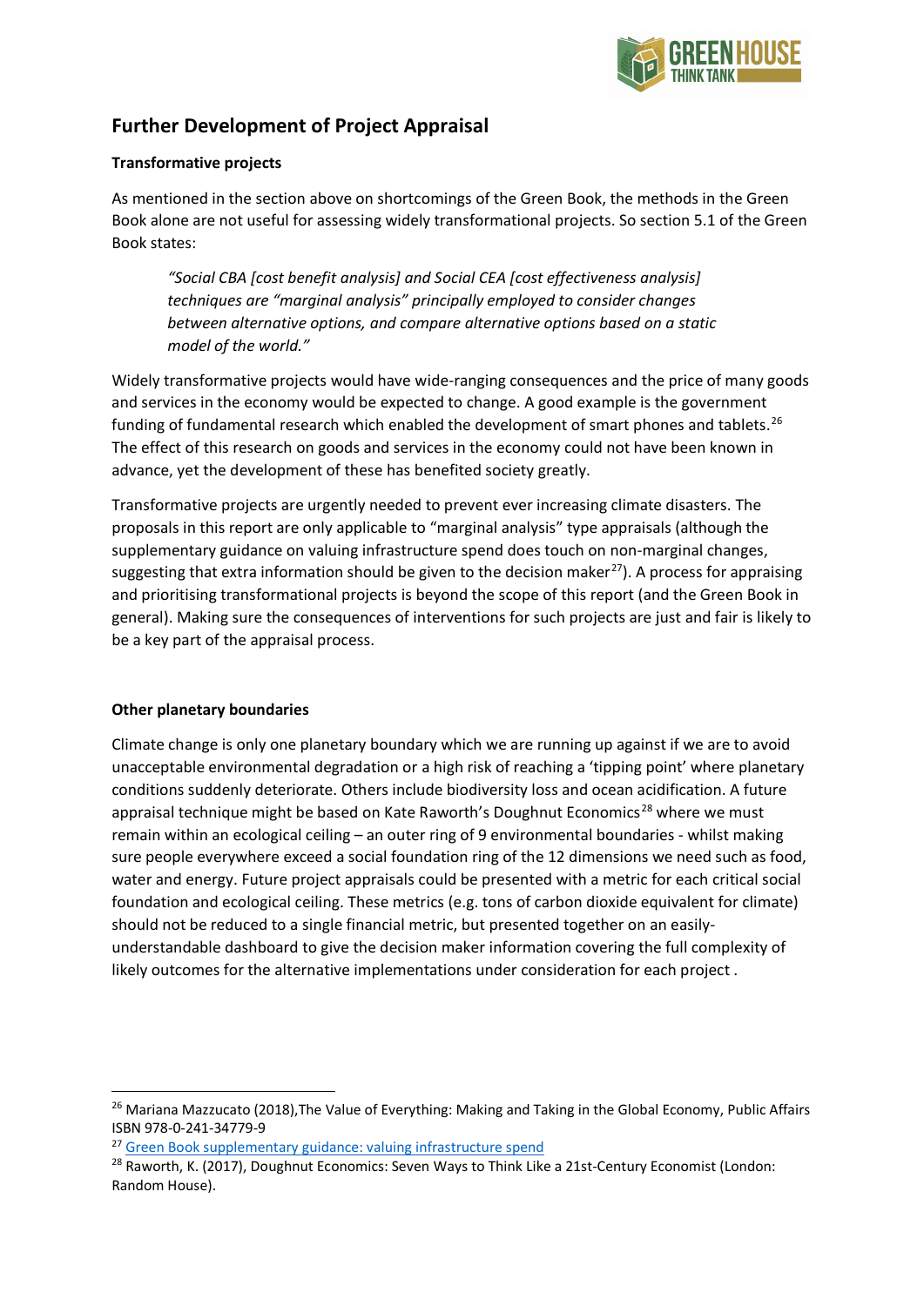## Further Development of Project Appraisal

**Transformative projects**

As mentioned in the section above on shortcomings of the Green Book, the methods in the Green Book alone are not useful for assessing widely transformational projects. So section 5.1 of the Green Book states:

> *"Social CBA [cost benefit analysis] and Social CEA [cost effectiveness analysis] techniques are "marginal analysis" principally employed to consider changes between alternative options, and compare alternative options based on a static model of the world."*

Widely transformative projects would have wide-ranging consequences and the price of many goods and services in the economy would be expected to change. A good example is the government funding of fundamental research which enabled the development of smart phones and tablets.[26] The effect of this research on goods and services in the economy could not have been known in advance, yet the development of these has benefited society greatly.

Transformative projects are urgently needed to prevent ever increasing climate disasters. The proposals in this report are only applicable to "marginal analysis" type appraisals (although the supplementary guidance on valuing infrastructure spend does touch on non-marginal changes, suggesting that extra information should be given to the decision maker[27]). A process for appraising and prioritising transformational projects is beyond the scope of this report (and the Green Book in general). Making sure the consequences of interventions for such projects are just and fair is likely to be a key part of the appraisal process.

**Other planetary boundaries**

Climate change is only one planetary boundary which we are running up against if we are to avoid unacceptable environmental degradation or a high risk of reaching a 'tipping point' where planetary conditions suddenly deteriorate. Others include biodiversity loss and ocean acidification. A future appraisal technique might be based on Kate Raworth's Doughnut Economics[28] where we must remain within an ecological ceiling – an outer ring of 9 environmental boundaries - whilst making sure people everywhere exceed a social foundation ring of the 12 dimensions we need such as food, water and energy. Future project appraisals could be presented with a metric for each critical social foundation and ecological ceiling. These metrics (e.g. tons of carbon dioxide equivalent for climate) should not be reduced to a single financial metric, but presented together on an easily-understandable dashboard to give the decision maker information covering the full complexity of likely outcomes for the alternative implementations under consideration for each project .

---

[26] Mariana Mazzucato (2018),The Value of Everything: Making and Taking in the Global Economy, Public Affairs ISBN 978-0-241-34779-9

[27] Green Book supplementary guidance: valuing infrastructure spend

[28] Raworth, K. (2017), Doughnut Economics: Seven Ways to Think Like a 21st-Century Economist (London: Random House).